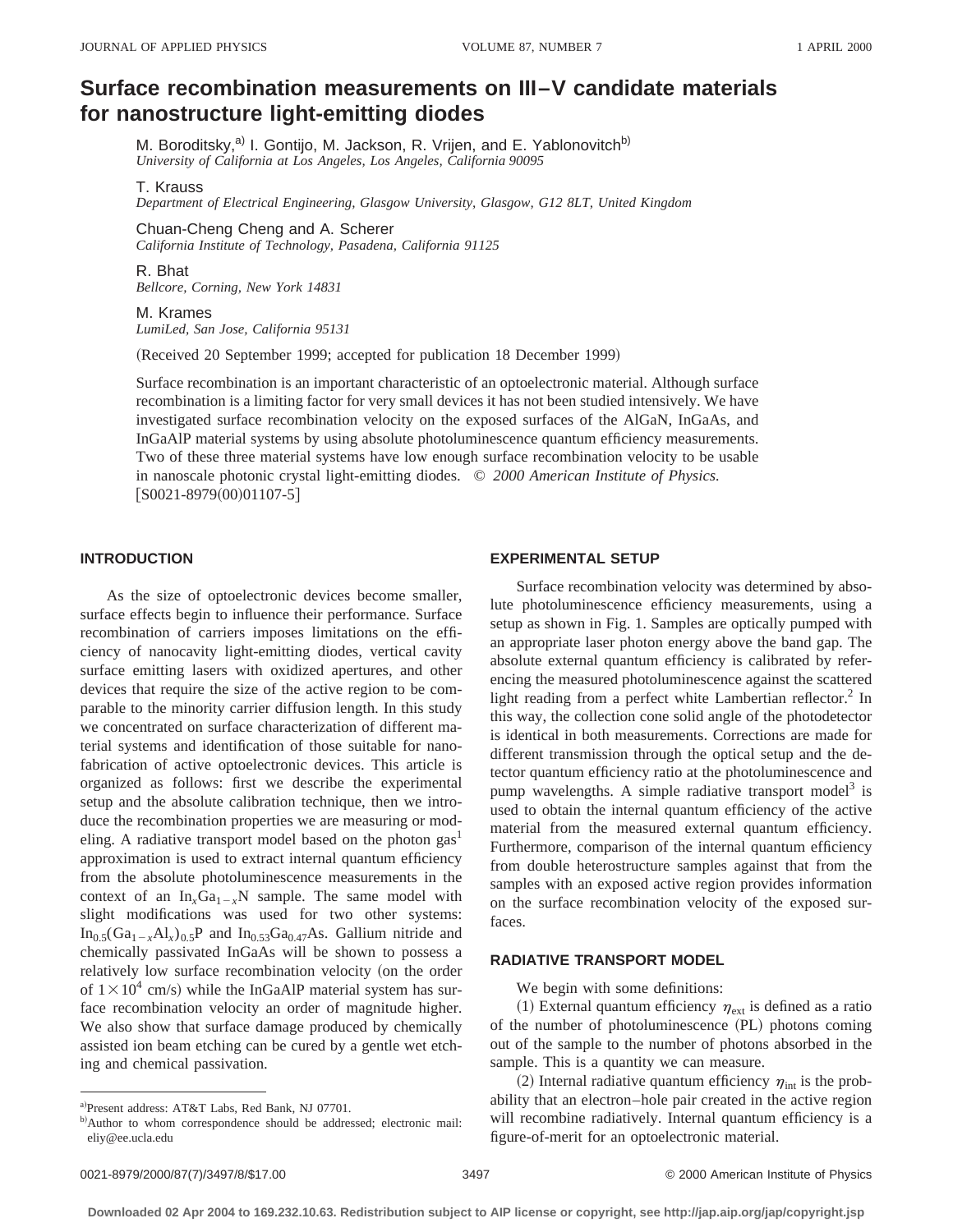# Surface recombination measurements on III–V candidate materials for nanostructure light-emitting diodes

M. Boroditsky,[a] I. Gontijo, M. Jackson, R. Vrijen, and E. Yablonovitch[b]
*University of California at Los Angeles, Los Angeles, California 90095*

T. Krauss
*Department of Electrical Engineering, Glasgow University, Glasgow, G12 8LT, United Kingdom*

Chuan-Cheng Cheng and A. Scherer
*California Institute of Technology, Pasadena, California 91125*

R. Bhat
*Bellcore, Corning, New York 14831*

M. Krames
*LumiLed, San Jose, California 95131*

(Received 20 September 1999; accepted for publication 18 December 1999)

Surface recombination is an important characteristic of an optoelectronic material. Although surface recombination is a limiting factor for very small devices it has not been studied intensively. We have investigated surface recombination velocity on the exposed surfaces of the AlGaN, InGaAs, and InGaAlP material systems by using absolute photoluminescence quantum efficiency measurements. Two of these three material systems have low enough surface recombination velocity to be usable in nanoscale photonic crystal light-emitting diodes. © *2000 American Institute of Physics.* [S0021-8979(00)01107-5]

## INTRODUCTION

As the size of optoelectronic devices become smaller, surface effects begin to influence their performance. Surface recombination of carriers imposes limitations on the efficiency of nanocavity light-emitting diodes, vertical cavity surface emitting lasers with oxidized apertures, and other devices that require the size of the active region to be comparable to the minority carrier diffusion length. In this study we concentrated on surface characterization of different material systems and identification of those suitable for nanofabrication of active optoelectronic devices. This article is organized as follows: first we describe the experimental setup and the absolute calibration technique, then we introduce the recombination properties we are measuring or modeling. A radiative transport model based on the photon gas[1] approximation is used to extract internal quantum efficiency from the absolute photoluminescence measurements in the context of an $In_xGa_{1-x}N$ sample. The same model with slight modifications was used for two other systems: $In_{0.5}(Ga_{1-x}Al_x)_{0.5}P$ and $In_{0.53}Ga_{0.47}As$. Gallium nitride and chemically passivated InGaAs will be shown to possess a relatively low surface recombination velocity (on the order of $1\times10^4$ cm/s) while the InGaAlP material system has surface recombination velocity an order of magnitude higher. We also show that surface damage produced by chemically assisted ion beam etching can be cured by a gentle wet etching and chemical passivation.

## EXPERIMENTAL SETUP

Surface recombination velocity was determined by absolute photoluminescence efficiency measurements, using a setup as shown in Fig. 1. Samples are optically pumped with an appropriate laser photon energy above the band gap. The absolute external quantum efficiency is calibrated by referencing the measured photoluminescence against the scattered light reading from a perfect white Lambertian reflector.[2] In this way, the collection cone solid angle of the photodetector is identical in both measurements. Corrections are made for different transmission through the optical setup and the detector quantum efficiency ratio at the photoluminescence and pump wavelengths. A simple radiative transport model[3] is used to obtain the internal quantum efficiency of the active material from the measured external quantum efficiency. Furthermore, comparison of the internal quantum efficiency from double heterostructure samples against that from the samples with an exposed active region provides information on the surface recombination velocity of the exposed surfaces.

## RADIATIVE TRANSPORT MODEL

We begin with some definitions:

(1) External quantum efficiency $\eta_{ext}$ is defined as a ratio of the number of photoluminescence (PL) photons coming out of the sample to the number of photons absorbed in the sample. This is a quantity we can measure.

(2) Internal radiative quantum efficiency $\eta_{int}$ is the probability that an electron–hole pair created in the active region will recombine radiatively. Internal quantum efficiency is a figure-of-merit for an optoelectronic material.

[a] Present address: AT&T Labs, Red Bank, NJ 07701.
[b] Author to whom correspondence should be addressed; electronic mail: eliy@ee.ucla.edu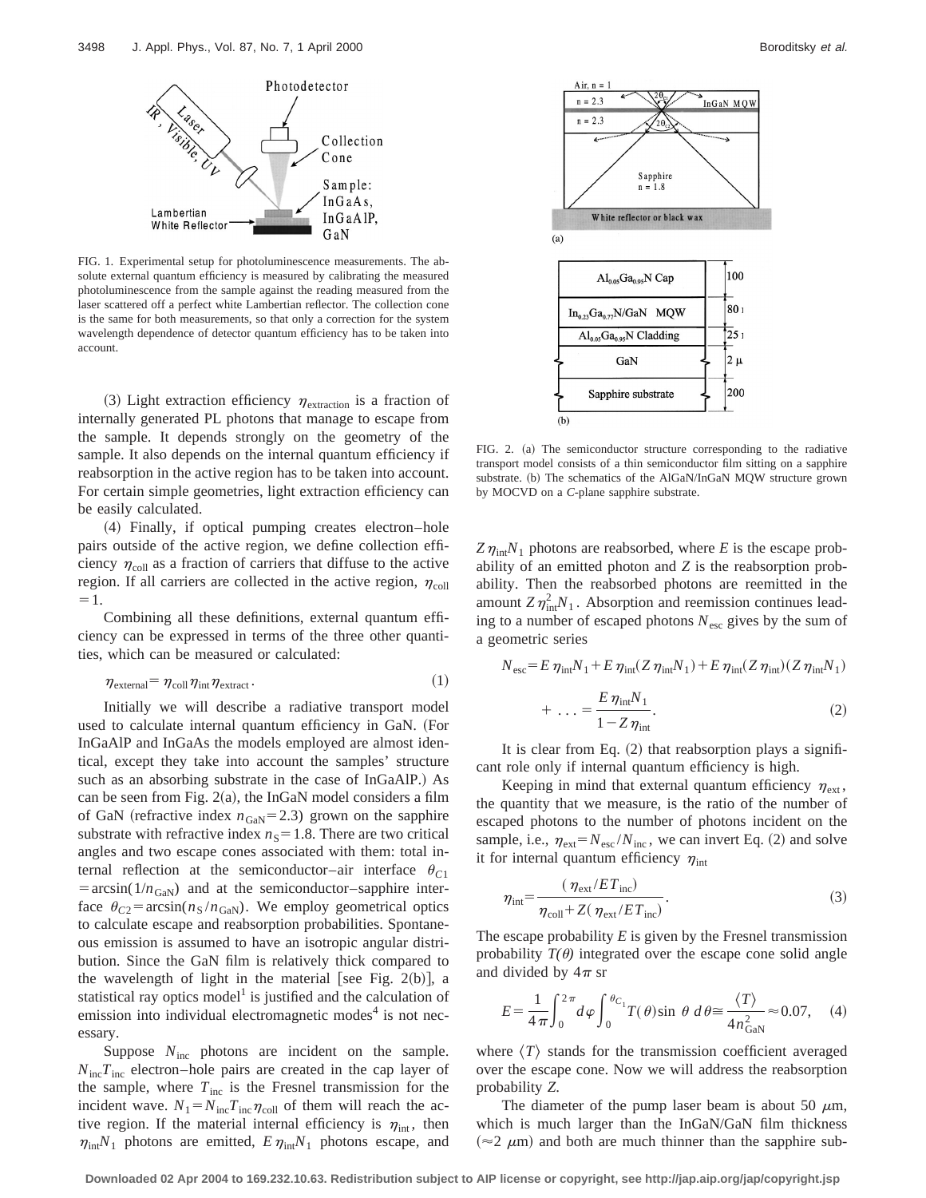FIG. 1. Experimental setup for photoluminescence measurements. The absolute external quantum efficiency is measured by calibrating the measured photoluminescence from the sample against the reading measured from the laser scattered off a perfect white Lambertian reflector. The collection cone is the same for both measurements, so that only a correction for the system wavelength dependence of detector quantum efficiency has to be taken into account.

(3) Light extraction efficiency $\eta_{\mathrm{extraction}}$ is a fraction of internally generated PL photons that manage to escape from the sample. It depends strongly on the geometry of the sample. It also depends on the internal quantum efficiency if reabsorption in the active region has to be taken into account. For certain simple geometries, light extraction efficiency can be easily calculated.

(4) Finally, if optical pumping creates electron–hole pairs outside of the active region, we define collection efficiency $\eta_{\mathrm{coll}}$ as a fraction of carriers that diffuse to the active region. If all carriers are collected in the active region, $\eta_{\mathrm{coll}} = 1$.

Combining all these definitions, external quantum efficiency can be expressed in terms of the three other quantities, which can be measured or calculated:

$$\eta_{\mathrm{external}} = \eta_{\mathrm{coll}} \eta_{\mathrm{int}} \eta_{\mathrm{extract}}. \tag{1}$$

Initially we will describe a radiative transport model used to calculate internal quantum efficiency in GaN. (For InGaAlP and InGaAs the models employed are almost identical, except they take into account the samples' structure such as an absorbing substrate in the case of InGaAlP.) As can be seen from Fig. 2(a), the InGaN model considers a film of GaN (refractive index $n_{\mathrm{GaN}} = 2.3$) grown on the sapphire substrate with refractive index $n_S = 1.8$. There are two critical angles and two escape cones associated with them: total internal reflection at the semiconductor–air interface $\theta_{C1} = \arcsin(1/n_{\mathrm{GaN}})$ and at the semiconductor–sapphire interface $\theta_{C2} = \arcsin(n_S/n_{\mathrm{GaN}})$. We employ geometrical optics to calculate escape and reabsorption probabilities. Spontaneous emission is assumed to have an isotropic angular distribution. Since the GaN film is relatively thick compared to the wavelength of light in the material [see Fig. 2(b)], a statistical ray optics model[1] is justified and the calculation of emission into individual electromagnetic modes[4] is not necessary.

Suppose $N_{\mathrm{inc}}$ photons are incident on the sample. $N_{\mathrm{inc}} T_{\mathrm{inc}}$ electron–hole pairs are created in the cap layer of the sample, where $T_{\mathrm{inc}}$ is the Fresnel transmission for the incident wave. $N_1 = N_{\mathrm{inc}} T_{\mathrm{inc}} \eta_{\mathrm{coll}}$ of them will reach the active region. If the material internal efficiency is $\eta_{\mathrm{int}}$, then $\eta_{\mathrm{int}} N_1$ photons are emitted, $E \eta_{\mathrm{int}} N_1$ photons escape, and

FIG. 2. (a) The semiconductor structure corresponding to the radiative transport model consists of a thin semiconductor film sitting on a sapphire substrate. (b) The schematics of the AlGaN/InGaN MQW structure grown by MOCVD on a *C*-plane sapphire substrate.

$Z \eta_{\mathrm{int}} N_1$ photons are reabsorbed, where $E$ is the escape probability of an emitted photon and $Z$ is the reabsorption probability. Then the reabsorbed photons are reemitted in the amount $Z \eta_{\mathrm{int}}^2 N_1$. Absorption and reemission continues leading to a number of escaped photons $N_{\mathrm{esc}}$ gives by the sum of a geometric series

$$N_{\mathrm{esc}} = E \eta_{\mathrm{int}} N_1 + E \eta_{\mathrm{int}} (Z \eta_{\mathrm{int}} N_1) + E \eta_{\mathrm{int}} (Z \eta_{\mathrm{int}})(Z \eta_{\mathrm{int}} N_1) + \ldots = \frac{E \eta_{\mathrm{int}} N_1}{1 - Z \eta_{\mathrm{int}}}. \tag{2}$$

It is clear from Eq. (2) that reabsorption plays a significant role only if internal quantum efficiency is high.

Keeping in mind that external quantum efficiency $\eta_{\mathrm{ext}}$, the quantity that we measure, is the ratio of the number of escaped photons to the number of photons incident on the sample, i.e., $\eta_{\mathrm{ext}} = N_{\mathrm{esc}}/N_{\mathrm{inc}}$, we can invert Eq. (2) and solve it for internal quantum efficiency $\eta_{\mathrm{int}}$

$$\eta_{\mathrm{int}} = \frac{(\eta_{\mathrm{ext}}/E T_{\mathrm{inc}})}{\eta_{\mathrm{coll}} + Z(\eta_{\mathrm{ext}}/E T_{\mathrm{inc}})}. \tag{3}$$

The escape probability $E$ is given by the Fresnel transmission probability $T(\theta)$ integrated over the escape cone solid angle and divided by $4\pi$ sr

$$E = \frac{1}{4\pi} \int_0^{2\pi} d\varphi \int_0^{\theta_{C_1}} T(\theta) \sin\theta \, d\theta \cong \frac{\langle T \rangle}{4 n_{\mathrm{GaN}}^2} \approx 0.07, \tag{4}$$

where $\langle T \rangle$ stands for the transmission coefficient averaged over the escape cone. Now we will address the reabsorption probability $Z$.

The diameter of the pump laser beam is about 50 $\mu$m, which is much larger than the InGaN/GaN film thickness ($\approx 2$ $\mu$m) and both are much thinner than the sapphire sub-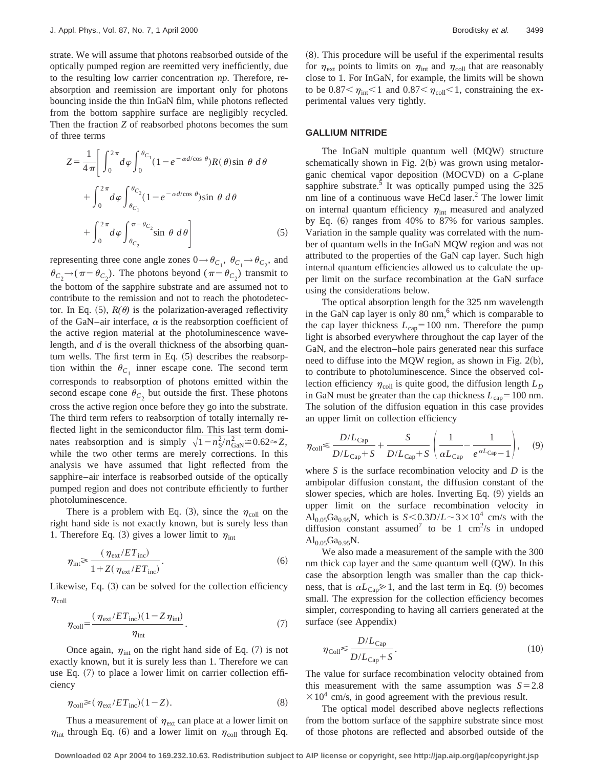strate. We will assume that photons reabsorbed outside of the optically pumped region are reemitted very inefficiently, due to the resulting low carrier concentration *np*. Therefore, reabsorption and reemission are important only for photons bouncing inside the thin InGaN film, while photons reflected from the bottom sapphire surface are negligibly recycled. Then the fraction $Z$ of reabsorbed photons becomes the sum of three terms

$$Z=\frac{1}{4\pi}\left[\int_0^{2\pi}d\varphi\int_0^{\theta_{C_1}}(1-e^{-\alpha d/\cos\theta})R(\theta)\sin\theta\,d\theta+\int_0^{2\pi}d\varphi\int_{\theta_{C_1}}^{\theta_{C_2}}(1-e^{-\alpha d/\cos\theta})\sin\theta\,d\theta+\int_0^{2\pi}d\varphi\int_{\theta_{C_2}}^{\pi-\theta_{C_2}}\sin\theta\,d\theta\right] \tag{5}$$

representing three cone angle zones $0\rightarrow\theta_{C_1}$, $\theta_{C_1}\rightarrow\theta_{C_2}$, and $\theta_{C_2}\rightarrow(\pi-\theta_{C_2})$. The photons beyond $(\pi-\theta_{C_2})$ transmit to the bottom of the sapphire substrate and are assumed not to contribute to the remission and not to reach the photodetector. In Eq. (5), $R(\theta)$ is the polarization-averaged reflectivity of the GaN–air interface, $\alpha$ is the reabsorption coefficient of the active region material at the photoluminescence wavelength, and $d$ is the overall thickness of the absorbing quantum wells. The first term in Eq. (5) describes the reabsorption within the $\theta_{C_1}$ inner escape cone. The second term corresponds to reabsorption of photons emitted within the second escape cone $\theta_{C_2}$ but outside the first. These photons cross the active region once before they go into the substrate. The third term refers to reabsorption of totally internally reflected light in the semiconductor film. This last term dominates reabsorption and is simply $\sqrt{1-n_S^2/n_{GaN}^2}\cong 0.62\approx Z$, while the two other terms are merely corrections. In this analysis we have assumed that light reflected from the sapphire–air interface is reabsorbed outside of the optically pumped region and does not contribute efficiently to further photoluminescence.

There is a problem with Eq. (3), since the $\eta_{coll}$ on the right hand side is not exactly known, but is surely less than 1. Therefore Eq. (3) gives a lower limit to $\eta_{int}$

$$\eta_{int}\geqslant\frac{(\eta_{ext}/ET_{inc})}{1+Z(\eta_{ext}/ET_{inc})}. \tag{6}$$

Likewise, Eq. (3) can be solved for the collection efficiency $\eta_{coll}$

$$\eta_{coll}=\frac{(\eta_{ext}/ET_{inc})(1-Z\eta_{int})}{\eta_{int}}. \tag{7}$$

Once again, $\eta_{int}$ on the right hand side of Eq. (7) is not exactly known, but it is surely less than 1. Therefore we can use Eq. (7) to place a lower limit on carrier collection efficiency

$$\eta_{coll}\geqslant(\eta_{ext}/ET_{inc})(1-Z). \tag{8}$$

Thus a measurement of $\eta_{ext}$ can place at a lower limit on $\eta_{int}$ through Eq. (6) and a lower limit on $\eta_{coll}$ through Eq. (8). This procedure will be useful if the experimental results for $\eta_{ext}$ points to limits on $\eta_{int}$ and $\eta_{coll}$ that are reasonably close to 1. For InGaN, for example, the limits will be shown to be $0.87<\eta_{int}<1$ and $0.87<\eta_{coll}<1$, constraining the experimental values very tightly.

## GALLIUM NITRIDE

The InGaN multiple quantum well (MQW) structure schematically shown in Fig. 2(b) was grown using metalorganic chemical vapor deposition (MOCVD) on a *C*-plane sapphire substrate.[5] It was optically pumped using the 325 nm line of a continuous wave HeCd laser.[2] The lower limit on internal quantum efficiency $\eta_{int}$ measured and analyzed by Eq. (6) ranges from 40% to 87% for various samples. Variation in the sample quality was correlated with the number of quantum wells in the InGaN MQW region and was not attributed to the properties of the GaN cap layer. Such high internal quantum efficiencies allowed us to calculate the upper limit on the surface recombination at the GaN surface using the considerations below.

The optical absorption length for the 325 nm wavelength in the GaN cap layer is only 80 nm,[6] which is comparable to the cap layer thickness $L_{cap}=100$ nm. Therefore the pump light is absorbed everywhere throughout the cap layer of the GaN, and the electron–hole pairs generated near this surface need to diffuse into the MQW region, as shown in Fig. 2(b), to contribute to photoluminescence. Since the observed collection efficiency $\eta_{coll}$ is quite good, the diffusion length $L_D$ in GaN must be greater than the cap thickness $L_{cap}=100$ nm. The solution of the diffusion equation in this case provides an upper limit on collection efficiency

$$\eta_{coll}\leqslant\frac{D/L_{Cap}}{D/L_{Cap}+S}+\frac{S}{D/L_{Cap}+S}\left(\frac{1}{\alpha L_{Cap}}-\frac{1}{e^{\alpha L_{Cap}}-1}\right), \tag{9}$$

where $S$ is the surface recombination velocity and $D$ is the ambipolar diffusion constant, the diffusion constant of the slower species, which are holes. Inverting Eq. (9) yields an upper limit on the surface recombination velocity in $Al_{0.05}Ga_{0.95}N$, which is $S<0.3D/L\sim 3\times 10^4$ cm/s with the diffusion constant assumed[7] to be 1 $cm^2/s$ in undoped $Al_{0.05}Ga_{0.95}N$.

We also made a measurement of the sample with the 300 nm thick cap layer and the same quantum well (QW). In this case the absorption length was smaller than the cap thickness, that is $\alpha L_{Cap}\gg 1$, and the last term in Eq. (9) becomes small. The expression for the collection efficiency becomes simpler, corresponding to having all carriers generated at the surface (see Appendix)

$$\eta_{Coll}\leqslant\frac{D/L_{Cap}}{D/L_{Cap}+S}. \tag{10}$$

The value for surface recombination velocity obtained from this measurement with the same assumption was $S=2.8\times 10^4$ cm/s, in good agreement with the previous result.

The optical model described above neglects reflections from the bottom surface of the sapphire substrate since most of those photons are reflected and absorbed outside of the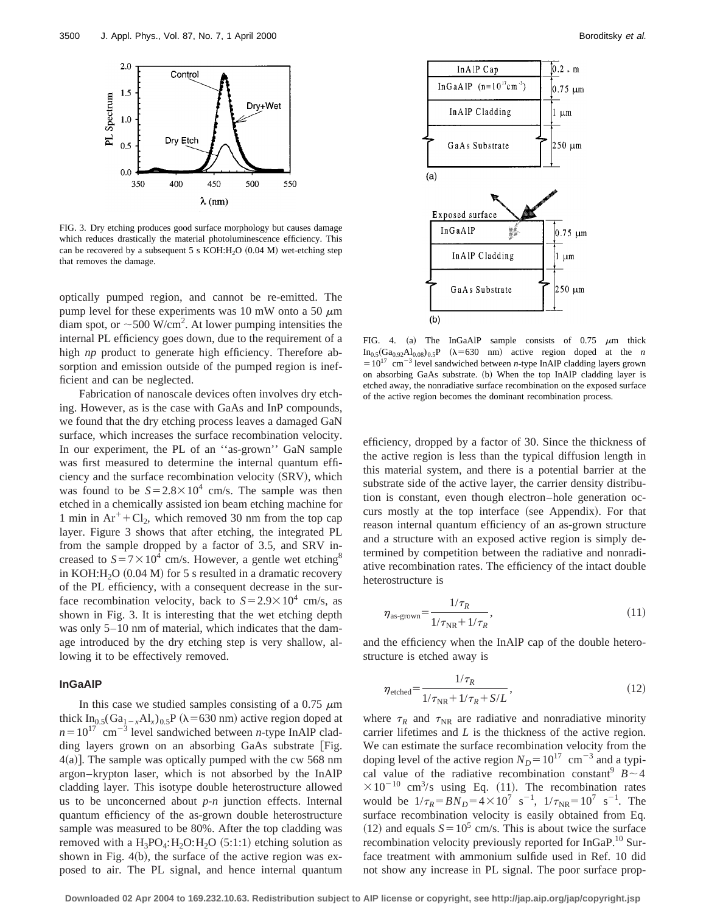FIG. 3. Dry etching produces good surface morphology but causes damage which reduces drastically the material photoluminescence efficiency. This can be recovered by a subsequent 5 s KOH:$H_2O$ (0.04 M) wet-etching step that removes the damage.

optically pumped region, and cannot be re-emitted. The pump level for these experiments was 10 mW onto a 50 $\mu$m diam spot, or ~500 W/cm$^2$. At lower pumping intensities the internal PL efficiency goes down, due to the requirement of a high *np* product to generate high efficiency. Therefore absorption and emission outside of the pumped region is inefficient and can be neglected.

Fabrication of nanoscale devices often involves dry etching. However, as is the case with GaAs and InP compounds, we found that the dry etching process leaves a damaged GaN surface, which increases the surface recombination velocity. In our experiment, the PL of an ''as-grown'' GaN sample was first measured to determine the internal quantum efficiency and the surface recombination velocity (SRV), which was found to be $S=2.8\times10^4$ cm/s. The sample was then etched in a chemically assisted ion beam etching machine for 1 min in $Ar^+ + Cl_2$, which removed 30 nm from the top cap layer. Figure 3 shows that after etching, the integrated PL from the sample dropped by a factor of 3.5, and SRV increased to $S=7\times10^4$ cm/s. However, a gentle wet etching[8] in KOH:$H_2O$ (0.04 M) for 5 s resulted in a dramatic recovery of the PL efficiency, with a consequent decrease in the surface recombination velocity, back to $S=2.9\times10^4$ cm/s, as shown in Fig. 3. It is interesting that the wet etching depth was only 5–10 nm of material, which indicates that the damage introduced by the dry etching step is very shallow, allowing it to be effectively removed.

### InGaAlP

In this case we studied samples consisting of a 0.75 $\mu$m thick $In_{0.5}(Ga_{1-x}Al_x)_{0.5}P$ ($\lambda=630$ nm) active region doped at $n=10^{17}$ cm$^{-3}$ level sandwiched between *n*-type InAlP cladding layers grown on an absorbing GaAs substrate [Fig. 4(a)]. The sample was optically pumped with the cw 568 nm argon–krypton laser, which is not absorbed by the InAlP cladding layer. This isotype double heterostructure allowed us to be unconcerned about *p-n* junction effects. Internal quantum efficiency of the as-grown double heterostructure sample was measured to be 80%. After the top cladding was removed with a $H_3PO_4$:$H_2O$:$H_2O$ (5:1:1) etching solution as shown in Fig. 4(b), the surface of the active region was exposed to air. The PL signal, and hence internal quantum efficiency, dropped by a factor of 30. Since the thickness of the active region is less than the typical diffusion length in this material system, and there is a potential barrier at the substrate side of the active layer, the carrier density distribution is constant, even though electron–hole generation occurs mostly at the top interface (see Appendix). For that reason internal quantum efficiency of an as-grown structure and a structure with an exposed active region is simply determined by competition between the radiative and nonradiative recombination rates. The efficiency of the intact double heterostructure is

$$\eta_{\text{as-grown}}=\frac{1/\tau_R}{1/\tau_{NR}+1/\tau_R}, \tag{11}$$

and the efficiency when the InAlP cap of the double heterostructure is etched away is

$$\eta_{\text{etched}}=\frac{1/\tau_R}{1/\tau_{NR}+1/\tau_R+S/L}, \tag{12}$$

where $\tau_R$ and $\tau_{NR}$ are radiative and nonradiative minority carrier lifetimes and $L$ is the thickness of the active region. We can estimate the surface recombination velocity from the doping level of the active region $N_D=10^{17}$ cm$^{-3}$ and a typical value of the radiative recombination constant[9] $B\sim4\times10^{-10}$ cm$^3$/s using Eq. (11). The recombination rates would be $1/\tau_R=BN_D=4\times10^7$ s$^{-1}$, $1/\tau_{NR}=10^7$ s$^{-1}$. The surface recombination velocity is easily obtained from Eq. (12) and equals $S=10^5$ cm/s. This is about twice the surface recombination velocity previously reported for InGaP.[10] Surface treatment with ammonium sulfide used in Ref. 10 did not show any increase in PL signal. The poor surface prop-

FIG. 4. (a) The InGaAlP sample consists of 0.75 $\mu$m thick $In_{0.5}(Ga_{0.92}Al_{0.08})_{0.5}P$ ($\lambda=630$ nm) active region doped at the $n=10^{17}$ cm$^{-3}$ level sandwiched between *n*-type InAlP cladding layers grown on absorbing GaAs substrate. (b) When the top InAlP cladding layer is etched away, the nonradiative surface recombination on the exposed surface of the active region becomes the dominant recombination process.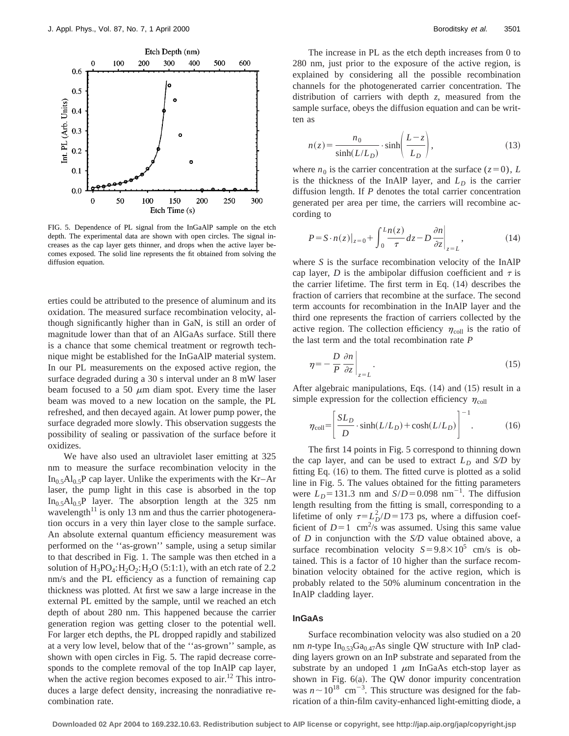FIG. 5. Dependence of PL signal from the InGaAlP sample on the etch depth. The experimental data are shown with open circles. The signal increases as the cap layer gets thinner, and drops when the active layer becomes exposed. The solid line represents the fit obtained from solving the diffusion equation.

erties could be attributed to the presence of aluminum and its oxidation. The measured surface recombination velocity, although significantly higher than in GaN, is still an order of magnitude lower than that of an AlGaAs surface. Still there is a chance that some chemical treatment or regrowth technique might be established for the InGaAlP material system. In our PL measurements on the exposed active region, the surface degraded during a 30 s interval under an 8 mW laser beam focused to a 50 $\mu$m diam spot. Every time the laser beam was moved to a new location on the sample, the PL refreshed, and then decayed again. At lower pump power, the surface degraded more slowly. This observation suggests the possibility of sealing or passivation of the surface before it oxidizes.

We have also used an ultraviolet laser emitting at 325 nm to measure the surface recombination velocity in the $In_{0.5}Al_{0.5}P$ cap layer. Unlike the experiments with the Kr–Ar laser, the pump light in this case is absorbed in the top $In_{0.5}Al_{0.5}P$ layer. The absorption length at the 325 nm wavelength[11] is only 13 nm and thus the carrier photogeneration occurs in a very thin layer close to the sample surface. An absolute external quantum efficiency measurement was performed on the ''as-grown'' sample, using a setup similar to that described in Fig. 1. The sample was then etched in a solution of $H_3PO_4:H_2O_2:H_2O$ (5:1:1), with an etch rate of 2.2 nm/s and the PL efficiency as a function of remaining cap thickness was plotted. At first we saw a large increase in the external PL emitted by the sample, until we reached an etch depth of about 280 nm. This happened because the carrier generation region was getting closer to the potential well. For larger etch depths, the PL dropped rapidly and stabilized at a very low level, below that of the ''as-grown'' sample, as shown with open circles in Fig. 5. The rapid decrease corresponds to the complete removal of the top InAlP cap layer, when the active region becomes exposed to air.[12] This introduces a large defect density, increasing the nonradiative recombination rate.

The increase in PL as the etch depth increases from 0 to 280 nm, just prior to the exposure of the active region, is explained by considering all the possible recombination channels for the photogenerated carrier concentration. The distribution of carriers with depth $z$, measured from the sample surface, obeys the diffusion equation and can be written as

$$n(z)=\frac{n_0}{\sinh(L/L_D)}\cdot\sinh\left(\frac{L-z}{L_D}\right), \tag{13}$$

where $n_0$ is the carrier concentration at the surface ($z=0$), $L$ is the thickness of the InAlP layer, and $L_D$ is the carrier diffusion length. If $P$ denotes the total carrier concentration generated per area per time, the carriers will recombine according to

$$P=S\cdot n(z)\big|_{z=0}+\int_0^L\frac{n(z)}{\tau}\,dz-D\left.\frac{\partial n}{\partial z}\right|_{z=L}, \tag{14}$$

where $S$ is the surface recombination velocity of the InAlP cap layer, $D$ is the ambipolar diffusion coefficient and $\tau$ is the carrier lifetime. The first term in Eq. (14) describes the fraction of carriers that recombine at the surface. The second term accounts for recombination in the InAlP layer and the third one represents the fraction of carriers collected by the active region. The collection efficiency $\eta_{\mathrm{coll}}$ is the ratio of the last term and the total recombination rate $P$

$$\eta=-\frac{D}{P}\left.\frac{\partial n}{\partial z}\right|_{z=L}. \tag{15}$$

After algebraic manipulations, Eqs. (14) and (15) result in a simple expression for the collection efficiency $\eta_{\mathrm{coll}}$

$$\eta_{\mathrm{coll}}=\left[\frac{SL_D}{D}\cdot\sinh(L/L_D)+\cosh(L/L_D)\right]^{-1}. \tag{16}$$

The first 14 points in Fig. 5 correspond to thinning down the cap layer, and can be used to extract $L_D$ and $S/D$ by fitting Eq. (16) to them. The fitted curve is plotted as a solid line in Fig. 5. The values obtained for the fitting parameters were $L_D=131.3$ nm and $S/D=0.098\ \mathrm{nm}^{-1}$. The diffusion length resulting from the fitting is small, corresponding to a lifetime of only $\tau=L_D^2/D=173$ ps, where a diffusion coefficient of $D=1\ \mathrm{cm}^2/\mathrm{s}$ was assumed. Using this same value of $D$ in conjunction with the $S/D$ value obtained above, a surface recombination velocity $S=9.8\times10^5$ cm/s is obtained. This is a factor of 10 higher than the surface recombination velocity obtained for the active region, which is probably related to the 50% aluminum concentration in the InAlP cladding layer.

## InGaAs

Surface recombination velocity was also studied on a 20 nm $n$-type $In_{0.53}Ga_{0.47}As$ single QW structure with InP cladding layers grown on an InP substrate and separated from the substrate by an undoped 1 $\mu$m InGaAs etch-stop layer as shown in Fig. 6(a). The QW donor impurity concentration was $n\sim10^{18}\ \mathrm{cm}^{-3}$. This structure was designed for the fabrication of a thin-film cavity-enhanced light-emitting diode, a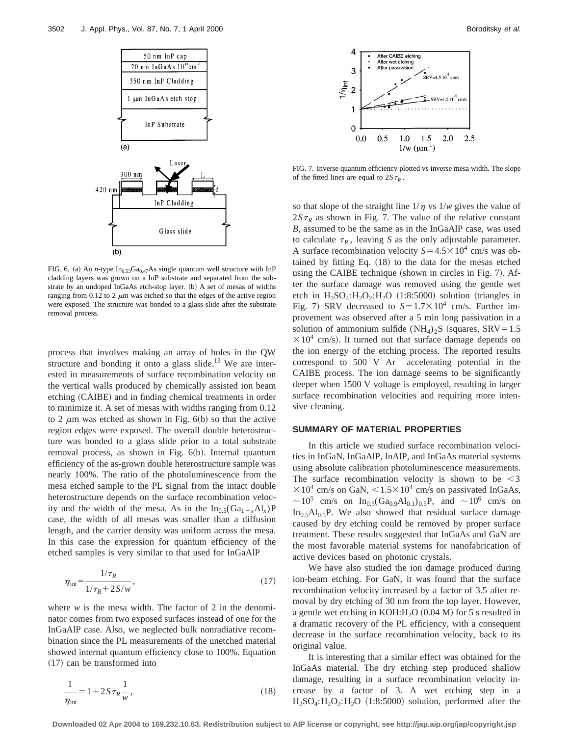FIG. 6. (a) An *n*-type $In_{0.53}Ga_{0.47}As$ single quantum well structure with InP cladding layers was grown on a InP substrate and separated from the substrate by an undoped InGaAs etch-stop layer. (b) A set of mesas of widths ranging from 0.12 to 2 $\mu$m was etched so that the edges of the active region were exposed. The structure was bonded to a glass slide after the substrate removal process.

process that involves making an array of holes in the QW structure and bonding it onto a glass slide.[13] We are interested in measurements of surface recombination velocity on the vertical walls produced by chemically assisted ion beam etching (CAIBE) and in finding chemical treatments in order to minimize it. A set of mesas with widths ranging from 0.12 to 2 $\mu$m was etched as shown in Fig. 6(b) so that the active region edges were exposed. The overall double heterostructure was bonded to a glass slide prior to a total substrate removal process, as shown in Fig. 6(b). Internal quantum efficiency of the as-grown double heterostructure sample was nearly 100%. The ratio of the photoluminescence from the mesa etched sample to the PL signal from the intact double heterostructure depends on the surface recombination velocity and the width of the mesa. As in the $In_{0.5}(Ga_{1-x}Al_x)P$ case, the width of all mesas was smaller than a diffusion length, and the carrier density was uniform across the mesa. In this case the expression for quantum efficiency of the etched samples is very similar to that used for InGaAlP

$$\eta_{\text{int}} = \frac{1/\tau_R}{1/\tau_R + 2S/w}, \tag{17}$$

where $w$ is the mesa width. The factor of 2 in the denominator comes from two exposed surfaces instead of one for the InGaAlP case. Also, we neglected bulk nonradiative recombination since the PL measurements of the unetched material showed internal quantum efficiency close to 100%. Equation (17) can be transformed into

$$\frac{1}{\eta_{\text{int}}} = 1 + 2S\tau_R \frac{1}{w}, \tag{18}$$

FIG. 7. Inverse quantum efficiency plotted vs inverse mesa width. The slope of the fitted lines are equal to $2S\tau_R$.

so that slope of the straight line $1/\eta$ vs $1/w$ gives the value of $2S\tau_R$ as shown in Fig. 7. The value of the relative constant $B$, assumed to be the same as in the InGaAlP case, was used to calculate $\tau_R$, leaving $S$ as the only adjustable parameter. A surface recombination velocity $S = 4.5\times10^4$ cm/s was obtained by fitting Eq. (18) to the data for the mesas etched using the CAIBE technique (shown in circles in Fig. 7). After the surface damage was removed using the gentle wet etch in $H_2SO_4$:$H_2O_2$:$H_2O$ (1:8:5000) solution (triangles in Fig. 7) SRV decreased to $S = 1.7\times10^4$ cm/s. Further improvement was observed after a 5 min long passivation in a solution of ammonium sulfide $(NH_4)_2S$ (squares, SRV$=1.5\times10^4$ cm/s). It turned out that surface damage depends on the ion energy of the etching process. The reported results correspond to 500 V $Ar^+$ accelerating potential in the CAIBE process. The ion damage seems to be significantly deeper when 1500 V voltage is employed, resulting in larger surface recombination velocities and requiring more intensive cleaning.

## SUMMARY OF MATERIAL PROPERTIES

In this article we studied surface recombination velocities in InGaN, InGaAlP, InAlP, and InGaAs material systems using absolute calibration photoluminescence measurements. The surface recombination velocity is shown to be $<3\times10^4$ cm/s on GaN, $<1.5\times10^4$ cm/s on passivated InGaAs, $\sim10^5$ cm/s on $In_{0.5}(Ga_{0.9}Al_{0.1})_{0.5}P$, and $\sim10^6$ cm/s on $In_{0.5}Al_{0.5}P$. We also showed that residual surface damage caused by dry etching could be removed by proper surface treatment. These results suggested that InGaAs and GaN are the most favorable material systems for nanofabrication of active devices based on photonic crystals.

We have also studied the ion damage produced during ion-beam etching. For GaN, it was found that the surface recombination velocity increased by a factor of 3.5 after removal by dry etching of 30 nm from the top layer. However, a gentle wet etching in KOH:$H_2O$ (0.04 M) for 5 s resulted in a dramatic recovery of the PL efficiency, with a consequent decrease in the surface recombination velocity, back to its original value.

It is interesting that a similar effect was obtained for the InGaAs material. The dry etching step produced shallow damage, resulting in a surface recombination velocity increase by a factor of 3. A wet etching step in a $H_2SO_4$:$H_2O_2$:$H_2O$ (1:8:5000) solution, performed after the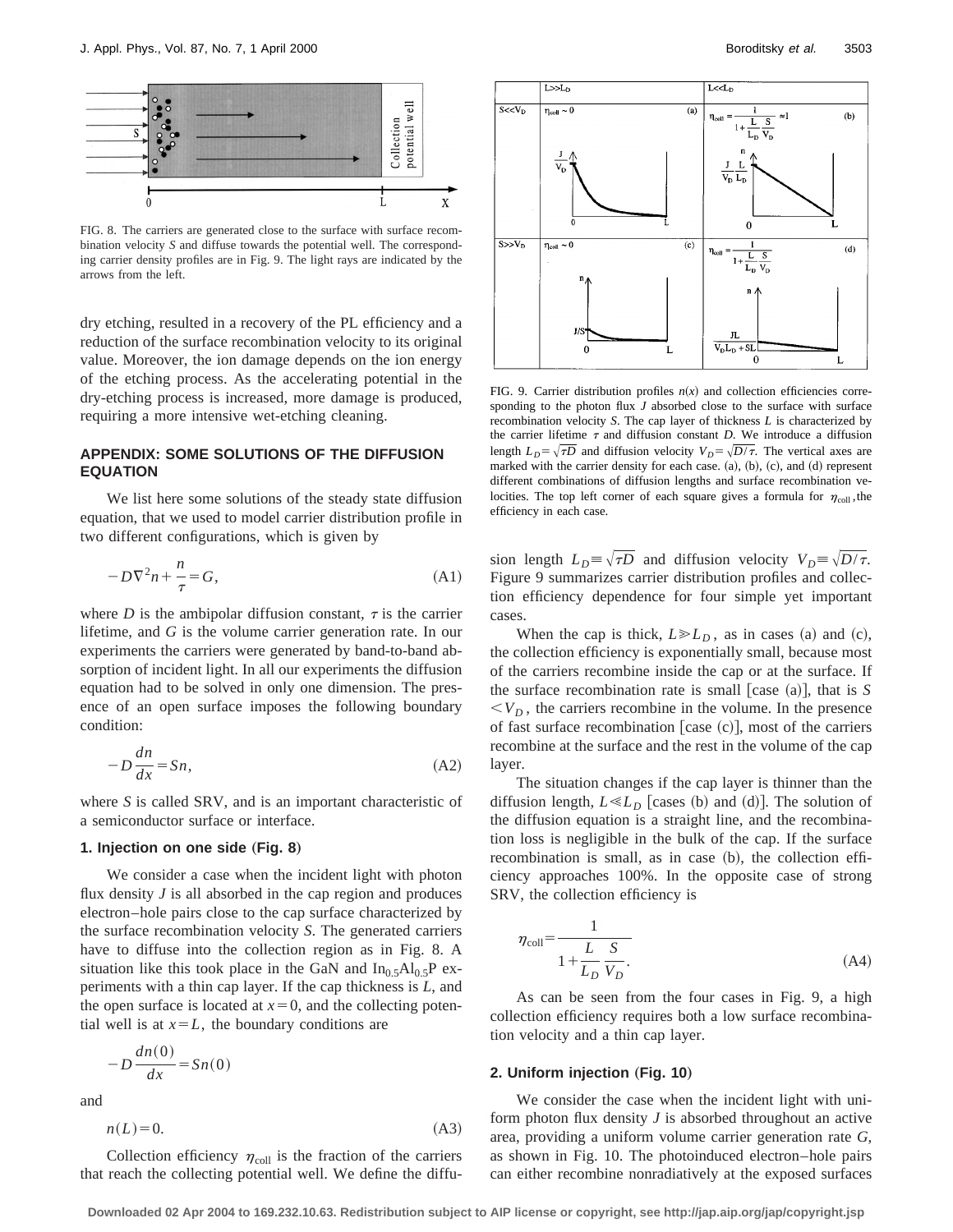FIG. 8. The carriers are generated close to the surface with surface recombination velocity $S$ and diffuse towards the potential well. The corresponding carrier density profiles are in Fig. 9. The light rays are indicated by the arrows from the left.

dry etching, resulted in a recovery of the PL efficiency and a reduction of the surface recombination velocity to its original value. Moreover, the ion damage depends on the ion energy of the etching process. As the accelerating potential in the dry-etching process is increased, more damage is produced, requiring a more intensive wet-etching cleaning.

## APPENDIX: SOME SOLUTIONS OF THE DIFFUSION EQUATION

We list here some solutions of the steady state diffusion equation, that we used to model carrier distribution profile in two different configurations, which is given by

$$-D\nabla^2 n + \frac{n}{\tau} = G, \tag{A1}$$

where $D$ is the ambipolar diffusion constant, $\tau$ is the carrier lifetime, and $G$ is the volume carrier generation rate. In our experiments the carriers were generated by band-to-band absorption of incident light. In all our experiments the diffusion equation had to be solved in only one dimension. The presence of an open surface imposes the following boundary condition:

$$-D\frac{dn}{dx} = Sn, \tag{A2}$$

where $S$ is called SRV, and is an important characteristic of a semiconductor surface or interface.

### 1. Injection on one side (Fig. 8)

We consider a case when the incident light with photon flux density $J$ is all absorbed in the cap region and produces electron–hole pairs close to the cap surface characterized by the surface recombination velocity $S$. The generated carriers have to diffuse into the collection region as in Fig. 8. A situation like this took place in the GaN and $In_{0.5}Al_{0.5}P$ experiments with a thin cap layer. If the cap thickness is $L$, and the open surface is located at $x=0$, and the collecting potential well is at $x=L$, the boundary conditions are

$$-D\frac{dn(0)}{dx} = Sn(0)$$

and

$$n(L) = 0. \tag{A3}$$

Collection efficiency $\eta_{coll}$ is the fraction of the carriers that reach the collecting potential well. We define the diffusion length $L_D \equiv \sqrt{\tau D}$ and diffusion velocity $V_D \equiv \sqrt{D/\tau}$. Figure 9 summarizes carrier distribution profiles and collection efficiency dependence for four simple yet important cases.

| | $L \gg L_D$ | $L \ll L_D$ |
|---|---|---|
| $S \ll V_D$ | (a) $\eta_{coll} \sim 0$ | (b) $\eta_{coll} = \dfrac{1}{1+\dfrac{L}{L_D}\dfrac{S}{V_D}} \approx 1$ |
| $S \gg V_D$ | (c) $\eta_{coll} \sim 0$ | (d) $\eta_{coll} = \dfrac{1}{1+\dfrac{L}{L_D}\dfrac{S}{V_D}}$ |

FIG. 9. Carrier distribution profiles $n(x)$ and collection efficiencies corresponding to the photon flux $J$ absorbed close to the surface with surface recombination velocity $S$. The cap layer of thickness $L$ is characterized by the carrier lifetime $\tau$ and diffusion constant $D$. We introduce a diffusion length $L_D = \sqrt{\tau D}$ and diffusion velocity $V_D = \sqrt{D/\tau}$. The vertical axes are marked with the carrier density for each case. (a), (b), (c), and (d) represent different combinations of diffusion lengths and surface recombination velocities. The top left corner of each square gives a formula for $\eta_{coll}$, the efficiency in each case.

When the cap is thick, $L \gg L_D$, as in cases (a) and (c), the collection efficiency is exponentially small, because most of the carriers recombine inside the cap or at the surface. If the surface recombination rate is small [case (a)], that is $S < V_D$, the carriers recombine in the volume. In the presence of fast surface recombination [case (c)], most of the carriers recombine at the surface and the rest in the volume of the cap layer.

The situation changes if the cap layer is thinner than the diffusion length, $L \ll L_D$ [cases (b) and (d)]. The solution of the diffusion equation is a straight line, and the recombination loss is negligible in the bulk of the cap. If the surface recombination is small, as in case (b), the collection efficiency approaches 100%. In the opposite case of strong SRV, the collection efficiency is

$$\eta_{coll} = \frac{1}{1+\dfrac{L}{L_D}\dfrac{S}{V_D}}. \tag{A4}$$

As can be seen from the four cases in Fig. 9, a high collection efficiency requires both a low surface recombination velocity and a thin cap layer.

### 2. Uniform injection (Fig. 10)

We consider the case when the incident light with uniform photon flux density $J$ is absorbed throughout an active area, providing a uniform volume carrier generation rate $G$, as shown in Fig. 10. The photoinduced electron–hole pairs can either recombine nonradiatively at the exposed surfaces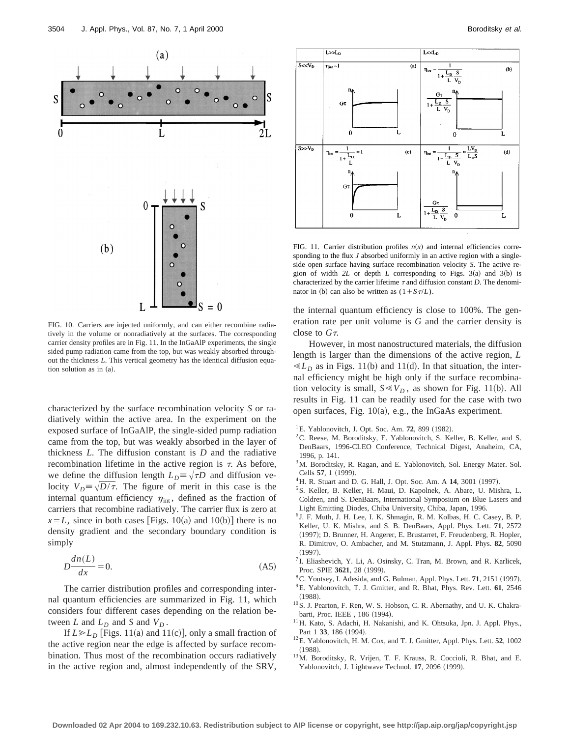(a)

S

S

0

L

2L

0

S

(b)

L

S = 0

FIG. 10. Carriers are injected uniformly, and can either recombine radiatively in the volume or nonradiatively at the surfaces. The corresponding carrier density profiles are in Fig. 11. In the InGaAlP experiments, the single sided pump radiation came from the top, but was weakly absorbed throughout the thickness $L$. This vertical geometry has the identical diffusion equation solution as in (a).

$L \gg L_D$

$L \ll L_D$

$S \ll V_D$

$\eta_{int} \sim 1$

(a)

$\eta_{int} = \frac{1}{1+\frac{L_D}{L}\frac{S}{V_D}}$

(b)

n

$G\tau$

0

L

$\frac{G\tau}{1+\frac{L_D}{L}\frac{S}{V_D}}$

$S \gg V_D$

$\eta_{int} = \frac{1}{1+\frac{L_D}{L}} \approx 1$

(c)

$\eta_{int} = \frac{1}{1+\frac{L_D}{L}\frac{S}{V_D}} \approx \frac{LV_D}{L_D S}$

(d)

FIG. 11. Carrier distribution profiles $n(x)$ and internal efficiencies corresponding to the flux $J$ absorbed uniformly in an active region with a single-side open surface having surface recombination velocity $S$. The active region of width $2L$ or depth $L$ corresponding to Figs. 3(a) and 3(b) is characterized by the carrier lifetime $\tau$ and diffusion constant $D$. The denominator in (b) can also be written as $(1+S\tau/L)$.

characterized by the surface recombination velocity $S$ or radiatively within the active area. In the experiment on the exposed surface of InGaAlP, the single-sided pump radiation came from the top, but was weakly absorbed in the layer of thickness $L$. The diffusion constant is $D$ and the radiative recombination lifetime in the active region is $\tau$. As before, we define the diffusion length $L_D \equiv \sqrt{\tau D}$ and diffusion velocity $V_D \equiv \sqrt{D/\tau}$. The figure of merit in this case is the internal quantum efficiency $\eta_{int}$, defined as the fraction of carriers that recombine radiatively. The carrier flux is zero at $x=L$, since in both cases [Figs. 10(a) and 10(b)] there is no density gradient and the secondary boundary condition is simply

$$D\frac{dn(L)}{dx}=0. \tag{A5}$$

The carrier distribution profiles and corresponding internal quantum efficiencies are summarized in Fig. 11, which considers four different cases depending on the relation between $L$ and $L_D$ and $S$ and $V_D$.

If $L \gg L_D$ [Figs. 11(a) and 11(c)], only a small fraction of the active region near the edge is affected by surface recombination. Thus most of the recombination occurs radiatively in the active region and, almost independently of the SRV, the internal quantum efficiency is close to 100%. The generation rate per unit volume is $G$ and the carrier density is close to $G\tau$.

However, in most nanostructured materials, the diffusion length is larger than the dimensions of the active region, $L \ll L_D$ as in Figs. 11(b) and 11(d). In that situation, the internal efficiency might be high only if the surface recombination velocity is small, $S \ll V_D$, as shown for Fig. 11(b). All results in Fig. 11 can be readily used for the case with two open surfaces, Fig. 10(a), e.g., the InGaAs experiment.

[1] E. Yablonovitch, J. Opt. Soc. Am. **72**, 899 (1982).

[2] C. Reese, M. Boroditsky, E. Yablonovitch, S. Keller, B. Keller, and S. DenBaars, 1996-CLEO Conference, Technical Digest, Anaheim, CA, 1996, p. 141.

[3] M. Boroditsky, R. Ragan, and E. Yablonovitch, Sol. Energy Mater. Sol. Cells **57**, 1 (1999).

[4] H. R. Stuart and D. G. Hall, J. Opt. Soc. Am. A **14**, 3001 (1997).

[5] S. Keller, B. Keller, H. Maui, D. Kapolnek, A. Abare, U. Mishra, L. Coldren, and S. DenBaars, International Symposium on Blue Lasers and Light Emitting Diodes, Chiba University, Chiba, Japan, 1996.

[6] J. F. Muth, J. H. Lee, I. K. Shmagin, R. M. Kolbas, H. C. Casey, B. P. Keller, U. K. Mishra, and S. B. DenBaars, Appl. Phys. Lett. **71**, 2572 (1997); D. Brunner, H. Angerer, E. Brustarret, F. Freudenberg, R. Hopler, R. Dimitrov, O. Ambacher, and M. Stutzmann, J. Appl. Phys. **82**, 5090 (1997).

[7] I. Eliashevich, Y. Li, A. Osinsky, C. Tran, M. Brown, and R. Karlicek, Proc. SPIE **3621**, 28 (1999).

[8] C. Youtsey, I. Adesida, and G. Bulman, Appl. Phys. Lett. **71**, 2151 (1997).

[9] E. Yablonovitch, T. J. Gmitter, and R. Bhat, Phys. Rev. Lett. **61**, 2546 (1988).

[10] S. J. Pearton, F. Ren, W. S. Hobson, C. R. Abernathy, and U. K. Chakrabarti, Proc. IEEE , 186 (1994).

[11] H. Kato, S. Adachi, H. Nakanishi, and K. Ohtsuka, Jpn. J. Appl. Phys., Part 1 **33**, 186 (1994).

[12] E. Yablonovitch, H. M. Cox, and T. J. Gmitter, Appl. Phys. Lett. **52**, 1002 (1988).

[13] M. Boroditsky, R. Vrijen, T. F. Krauss, R. Coccioli, R. Bhat, and E. Yablonovitch, J. Lightwave Technol. **17**, 2096 (1999).